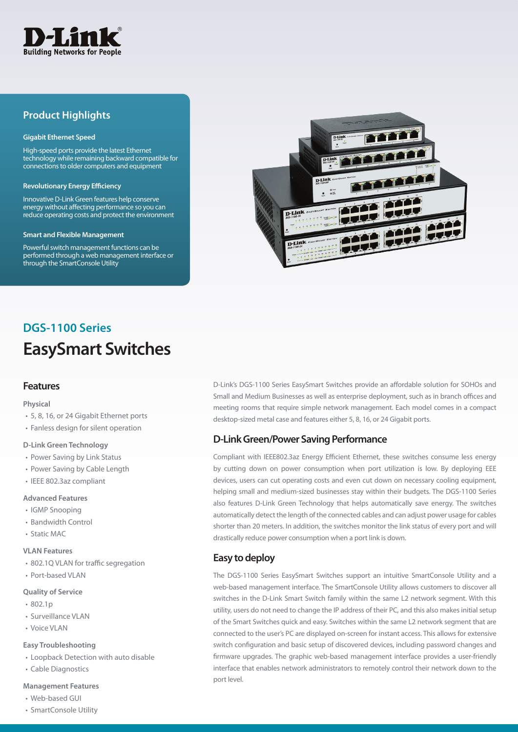D-Link
Building Networks for People

## Product Highlights

**Gigabit Ethernet Speed**

High-speed ports provide the latest Ethernet technology while remaining backward compatible for connections to older computers and equipment

**Revolutionary Energy Efficiency**

Innovative D-Link Green features help conserve energy without affecting performance so you can reduce operating costs and protect the environment

**Smart and Flexible Management**

Powerful switch management functions can be performed through a web management interface or through the SmartConsole Utility

## DGS-1100 Series

# EasySmart Switches

## Features

### Physical

- 5, 8, 16, or 24 Gigabit Ethernet ports
- Fanless design for silent operation

### D-Link Green Technology

- Power Saving by Link Status
- Power Saving by Cable Length
- IEEE 802.3az compliant

### Advanced Features

- IGMP Snooping
- Bandwidth Control
- Static MAC

### VLAN Features

- 802.1Q VLAN for traffic segregation
- Port-based VLAN

### Quality of Service

- 802.1p
- Surveillance VLAN
- Voice VLAN

### Easy Troubleshooting

- Loopback Detection with auto disable
- Cable Diagnostics

### Management Features

- Web-based GUI
- SmartConsole Utility

D-Link's DGS-1100 Series EasySmart Switches provide an affordable solution for SOHOs and Small and Medium Businesses as well as enterprise deployment, such as in branch offices and meeting rooms that require simple network management. Each model comes in a compact desktop-sized metal case and features either 5, 8, 16, or 24 Gigabit ports.

## D-Link Green/Power Saving Performance

Compliant with IEEE802.3az Energy Efficient Ethernet, these switches consume less energy by cutting down on power consumption when port utilization is low. By deploying EEE devices, users can cut operating costs and even cut down on necessary cooling equipment, helping small and medium-sized businesses stay within their budgets. The DGS-1100 Series also features D-Link Green Technology that helps automatically save energy. The switches automatically detect the length of the connected cables and can adjust power usage for cables shorter than 20 meters. In addition, the switches monitor the link status of every port and will drastically reduce power consumption when a port link is down.

## Easy to deploy

The DGS-1100 Series EasySmart Switches support an intuitive SmartConsole Utility and a web-based management interface. The SmartConsole Utility allows customers to discover all switches in the D-Link Smart Switch family within the same L2 network segment. With this utility, users do not need to change the IP address of their PC, and this also makes initial setup of the Smart Switches quick and easy. Switches within the same L2 network segment that are connected to the user's PC are displayed on-screen for instant access. This allows for extensive switch configuration and basic setup of discovered devices, including password changes and firmware upgrades. The graphic web-based management interface provides a user-friendly interface that enables network administrators to remotely control their network down to the port level.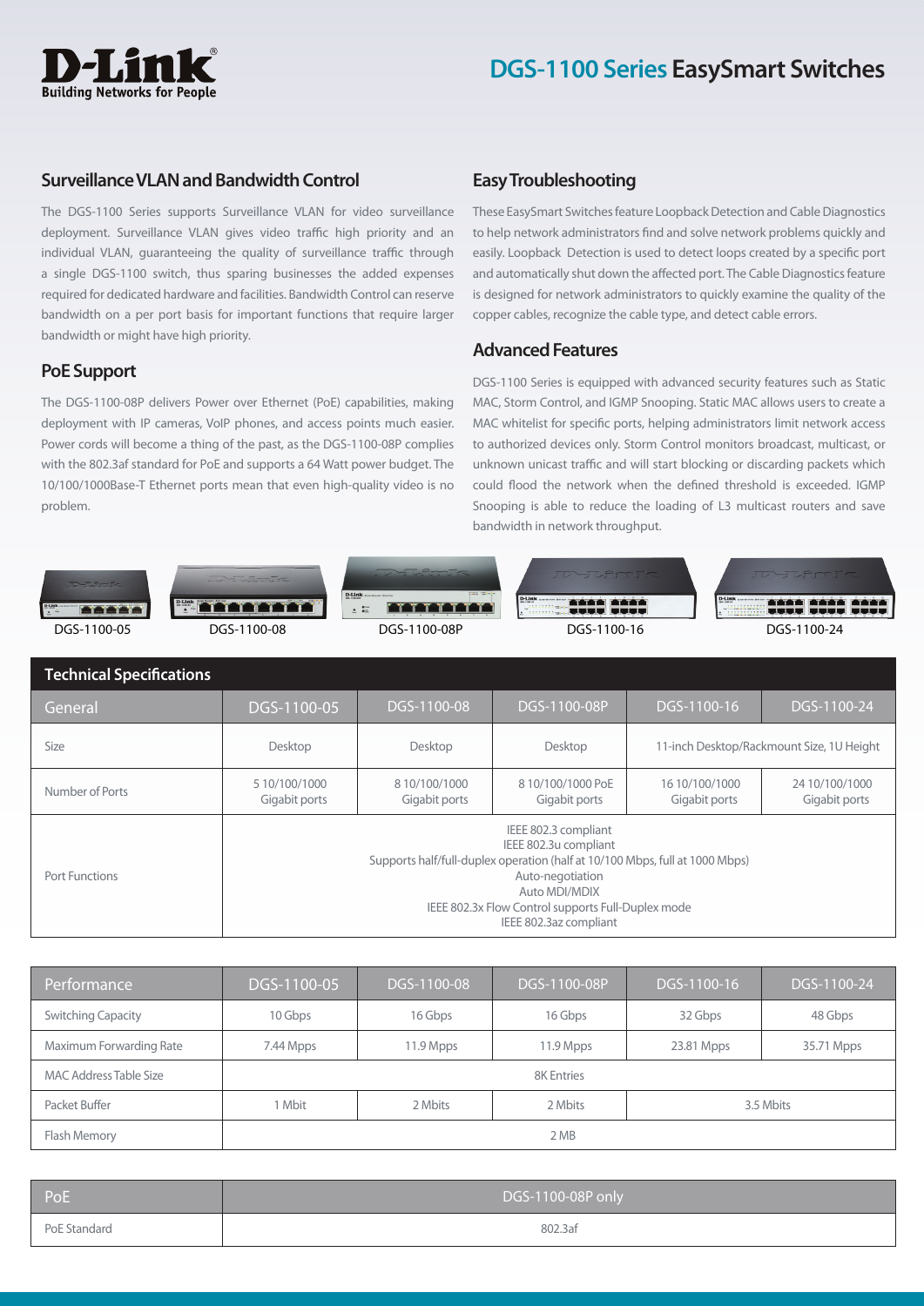# DGS-1100 Series EasySmart Switches

## Surveillance VLAN and Bandwidth Control

The DGS-1100 Series supports Surveillance VLAN for video surveillance deployment. Surveillance VLAN gives video traffic high priority and an individual VLAN, guaranteeing the quality of surveillance traffic through a single DGS-1100 switch, thus sparing businesses the added expenses required for dedicated hardware and facilities. Bandwidth Control can reserve bandwidth on a per port basis for important functions that require larger bandwidth or might have high priority.

## PoE Support

The DGS-1100-08P delivers Power over Ethernet (PoE) capabilities, making deployment with IP cameras, VoIP phones, and access points much easier. Power cords will become a thing of the past, as the DGS-1100-08P complies with the 802.3af standard for PoE and supports a 64 Watt power budget. The 10/100/1000Base-T Ethernet ports mean that even high-quality video is no problem.

## Easy Troubleshooting

These EasySmart Switches feature Loopback Detection and Cable Diagnostics to help network administrators find and solve network problems quickly and easily. Loopback Detection is used to detect loops created by a specific port and automatically shut down the affected port. The Cable Diagnostics feature is designed for network administrators to quickly examine the quality of the copper cables, recognize the cable type, and detect cable errors.

## Advanced Features

DGS-1100 Series is equipped with advanced security features such as Static MAC, Storm Control, and IGMP Snooping. Static MAC allows users to create a MAC whitelist for specific ports, helping administrators limit network access to authorized devices only. Storm Control monitors broadcast, multicast, or unknown unicast traffic and will start blocking or discarding packets which could flood the network when the defined threshold is exceeded. IGMP Snooping is able to reduce the loading of L3 multicast routers and save bandwidth in network throughput.

DGS-1100-05 DGS-1100-08 DGS-1100-08P DGS-1100-16 DGS-1100-24

## Technical Specifications

| General | DGS-1100-05 | DGS-1100-08 | DGS-1100-08P | DGS-1100-16 | DGS-1100-24 |
|---|---|---|---|---|---|
| Size | Desktop | Desktop | Desktop | 11-inch Desktop/Rackmount Size, 1U Height | |
| Number of Ports | 5 10/100/1000 Gigabit ports | 8 10/100/1000 Gigabit ports | 8 10/100/1000 PoE Gigabit ports | 16 10/100/1000 Gigabit ports | 24 10/100/1000 Gigabit ports |
| Port Functions | IEEE 802.3 compliant<br>IEEE 802.3u compliant<br>Supports half/full-duplex operation (half at 10/100 Mbps, full at 1000 Mbps)<br>Auto-negotiation<br>Auto MDI/MDIX<br>IEEE 802.3x Flow Control supports Full-Duplex mode<br>IEEE 802.3az compliant | | | | |

| Performance | DGS-1100-05 | DGS-1100-08 | DGS-1100-08P | DGS-1100-16 | DGS-1100-24 |
|---|---|---|---|---|---|
| Switching Capacity | 10 Gbps | 16 Gbps | 16 Gbps | 32 Gbps | 48 Gbps |
| Maximum Forwarding Rate | 7.44 Mpps | 11.9 Mpps | 11.9 Mpps | 23.81 Mpps | 35.71 Mpps |
| MAC Address Table Size | 8K Entries | | | | |
| Packet Buffer | 1 Mbit | 2 Mbits | 2 Mbits | 3.5 Mbits | |
| Flash Memory | 2 MB | | | | |

| PoE | DGS-1100-08P only |
|---|---|
| PoE Standard | 802.3af |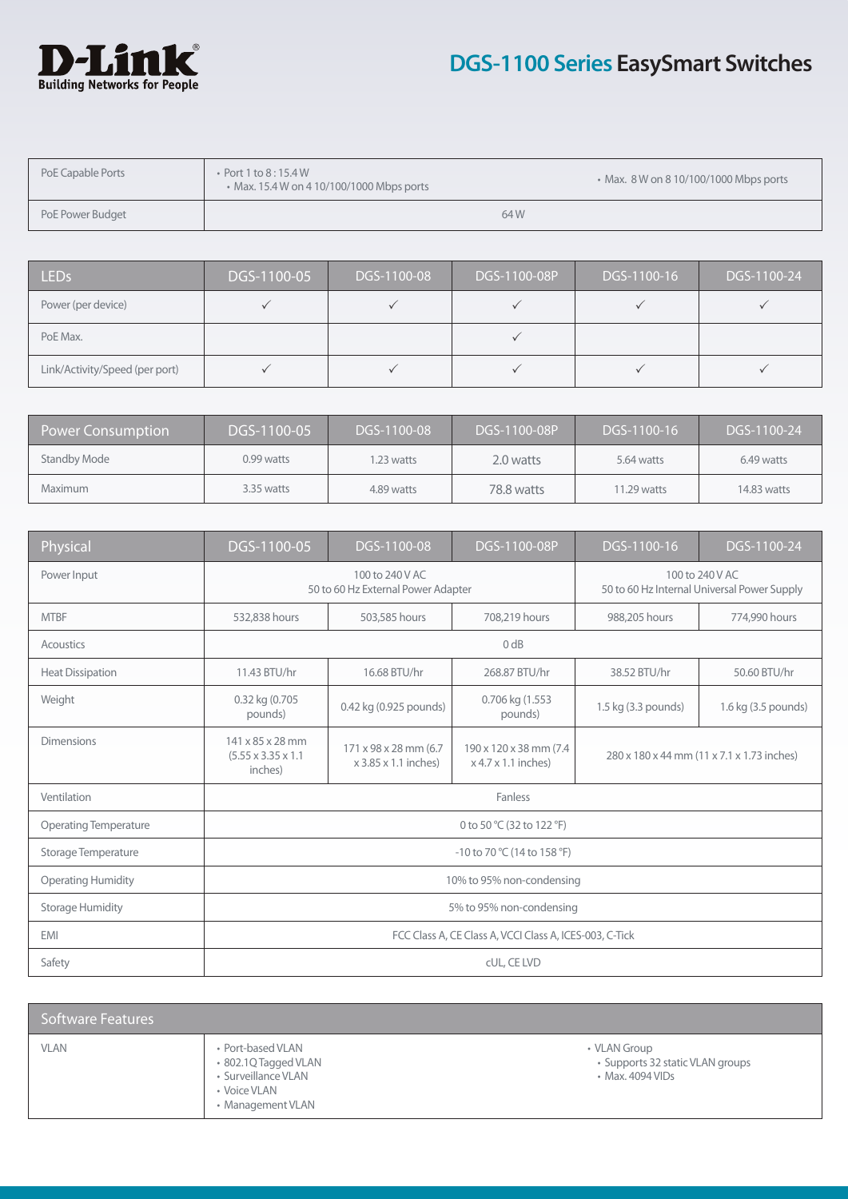| PoE Capable Ports | • Port 1 to 8 : 15.4 W<br>• Max. 15.4 W on 4 10/100/1000 Mbps ports | • Max. 8 W on 8 10/100/1000 Mbps ports |
| --- | --- | --- |
| PoE Power Budget | 64 W | |

| LEDs | DGS-1100-05 | DGS-1100-08 | DGS-1100-08P | DGS-1100-16 | DGS-1100-24 |
| --- | --- | --- | --- | --- | --- |
| Power (per device) | ✓ | ✓ | ✓ | ✓ | ✓ |
| PoE Max. | | | ✓ | | |
| Link/Activity/Speed (per port) | ✓ | ✓ | ✓ | ✓ | ✓ |

| Power Consumption | DGS-1100-05 | DGS-1100-08 | DGS-1100-08P | DGS-1100-16 | DGS-1100-24 |
| --- | --- | --- | --- | --- | --- |
| Standby Mode | 0.99 watts | 1.23 watts | 2.0 watts | 5.64 watts | 6.49 watts |
| Maximum | 3.35 watts | 4.89 watts | 78.8 watts | 11.29 watts | 14.83 watts |

| Physical | DGS-1100-05 | DGS-1100-08 | DGS-1100-08P | DGS-1100-16 | DGS-1100-24 |
| --- | --- | --- | --- | --- | --- |
| Power Input | 100 to 240 V AC<br>50 to 60 Hz External Power Adapter | | | 100 to 240 V AC<br>50 to 60 Hz Internal Universal Power Supply | |
| MTBF | 532,838 hours | 503,585 hours | 708,219 hours | 988,205 hours | 774,990 hours |
| Acoustics | 0 dB | | | | |
| Heat Dissipation | 11.43 BTU/hr | 16.68 BTU/hr | 268.87 BTU/hr | 38.52 BTU/hr | 50.60 BTU/hr |
| Weight | 0.32 kg (0.705 pounds) | 0.42 kg (0.925 pounds) | 0.706 kg (1.553 pounds) | 1.5 kg (3.3 pounds) | 1.6 kg (3.5 pounds) |
| Dimensions | 141 x 85 x 28 mm (5.55 x 3.35 x 1.1 inches) | 171 x 98 x 28 mm (6.7 x 3.85 x 1.1 inches) | 190 x 120 x 38 mm (7.4 x 4.7 x 1.1 inches) | 280 x 180 x 44 mm (11 x 7.1 x 1.73 inches) | |
| Ventilation | Fanless | | | | |
| Operating Temperature | 0 to 50 °C (32 to 122 °F) | | | | |
| Storage Temperature | -10 to 70 °C (14 to 158 °F) | | | | |
| Operating Humidity | 10% to 95% non-condensing | | | | |
| Storage Humidity | 5% to 95% non-condensing | | | | |
| EMI | FCC Class A, CE Class A, VCCI Class A, ICES-003, C-Tick | | | | |
| Safety | cUL, CE LVD | | | | |

| Software Features | | |
| --- | --- | --- |
| VLAN | • Port-based VLAN<br>• 802.1Q Tagged VLAN<br>• Surveillance VLAN<br>• Voice VLAN<br>• Management VLAN | • VLAN Group<br>• Supports 32 static VLAN groups<br>• Max. 4094 VIDs |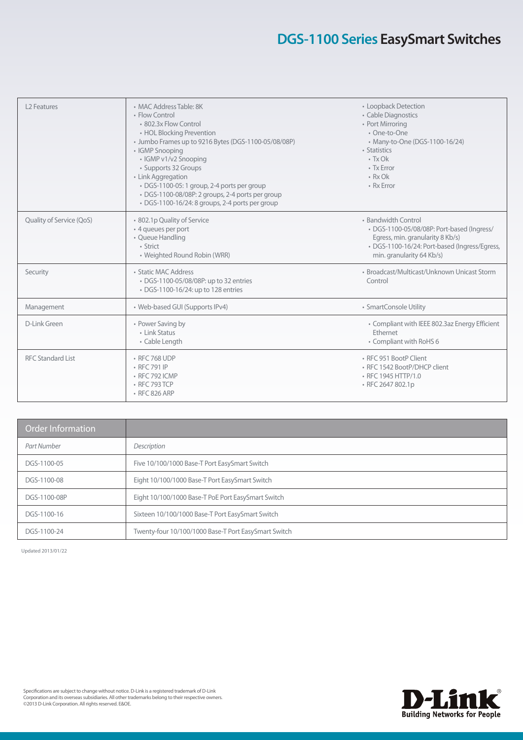| | | |
|---|---|---|
| L2 Features | • MAC Address Table: 8K<br>• Flow Control<br>  • 802.3x Flow Control<br>  • HOL Blocking Prevention<br>• Jumbo Frames up to 9216 Bytes (DGS-1100-05/08/08P)<br>• IGMP Snooping<br>  • IGMP v1/v2 Snooping<br>  • Supports 32 Groups<br>• Link Aggregation<br>  • DGS-1100-05: 1 group, 2-4 ports per group<br>  • DGS-1100-08/08P: 2 groups, 2-4 ports per group<br>  • DGS-1100-16/24: 8 groups, 2-4 ports per group | • Loopback Detection<br>• Cable Diagnostics<br>• Port Mirroring<br>  • One-to-One<br>  • Many-to-One (DGS-1100-16/24)<br>• Statistics<br>  • Tx Ok<br>  • Tx Error<br>  • Rx Ok<br>  • Rx Error |
| Quality of Service (QoS) | • 802.1p Quality of Service<br>• 4 queues per port<br>• Queue Handling<br>  • Strict<br>  • Weighted Round Robin (WRR) | • Bandwidth Control<br>  • DGS-1100-05/08/08P: Port-based (Ingress/ Egress, min. granularity 8 Kb/s)<br>  • DGS-1100-16/24: Port-based (Ingress/Egress, min. granularity 64 Kb/s) |
| Security | • Static MAC Address<br>  • DGS-1100-05/08/08P: up to 32 entries<br>  • DGS-1100-16/24: up to 128 entries | • Broadcast/Multicast/Unknown Unicast Storm Control |
| Management | • Web-based GUI (Supports IPv4) | • SmartConsole Utility |
| D-Link Green | • Power Saving by<br>  • Link Status<br>  • Cable Length | • Compliant with IEEE 802.3az Energy Efficient Ethernet<br>• Compliant with RoHS 6 |
| RFC Standard List | • RFC 768 UDP<br>• RFC 791 IP<br>• RFC 792 ICMP<br>• RFC 793 TCP<br>• RFC 826 ARP | • RFC 951 BootP Client<br>• RFC 1542 BootP/DHCP client<br>• RFC 1945 HTTP/1.0<br>• RFC 2647 802.1p |

| Order Information | |
|---|---|
| *Part Number* | *Description* |
| DGS-1100-05 | Five 10/100/1000 Base-T Port EasySmart Switch |
| DGS-1100-08 | Eight 10/100/1000 Base-T Port EasySmart Switch |
| DGS-1100-08P | Eight 10/100/1000 Base-T PoE Port EasySmart Switch |
| DGS-1100-16 | Sixteen 10/100/1000 Base-T Port EasySmart Switch |
| DGS-1100-24 | Twenty-four 10/100/1000 Base-T Port EasySmart Switch |

Updated 2013/01/22

Specifications are subject to change without notice. D-Link is a registered trademark of D-Link Corporation and its overseas subsidiaries. All other trademarks belong to their respective owners. ©2013 D-Link Corporation. All rights reserved. E&OE.

D-Link® Building Networks for People